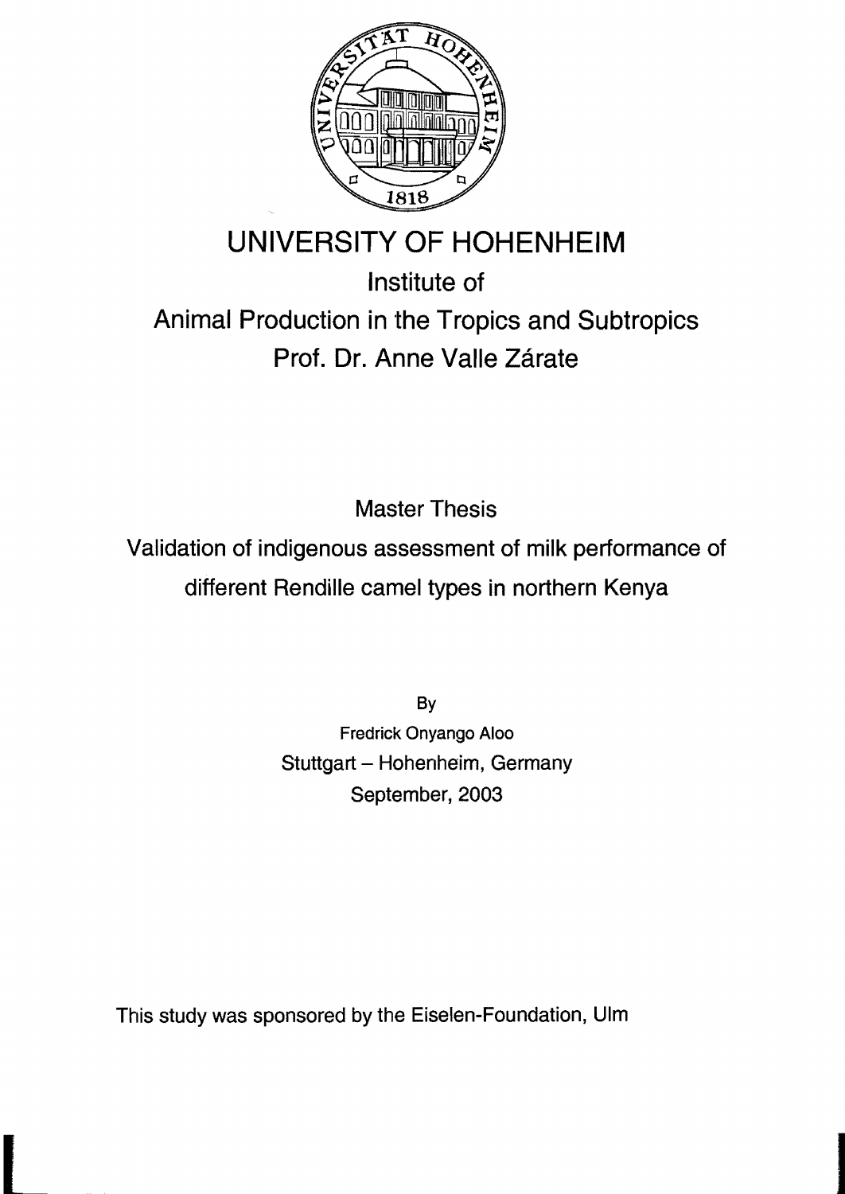# UNIVERSITY OF HOHENHEIM

## Institute of Animal Production in the Tropics and Subtropics

Prof. Dr. Anne Valle Zárate

Master Thesis

# Validation of indigenous assessment of milk performance of different Rendille camel types in northern Kenya

By

Fredrick Onyango Aloo

Stuttgart – Hohenheim, Germany

September, 2003

This study was sponsored by the Eiselen-Foundation, Ulm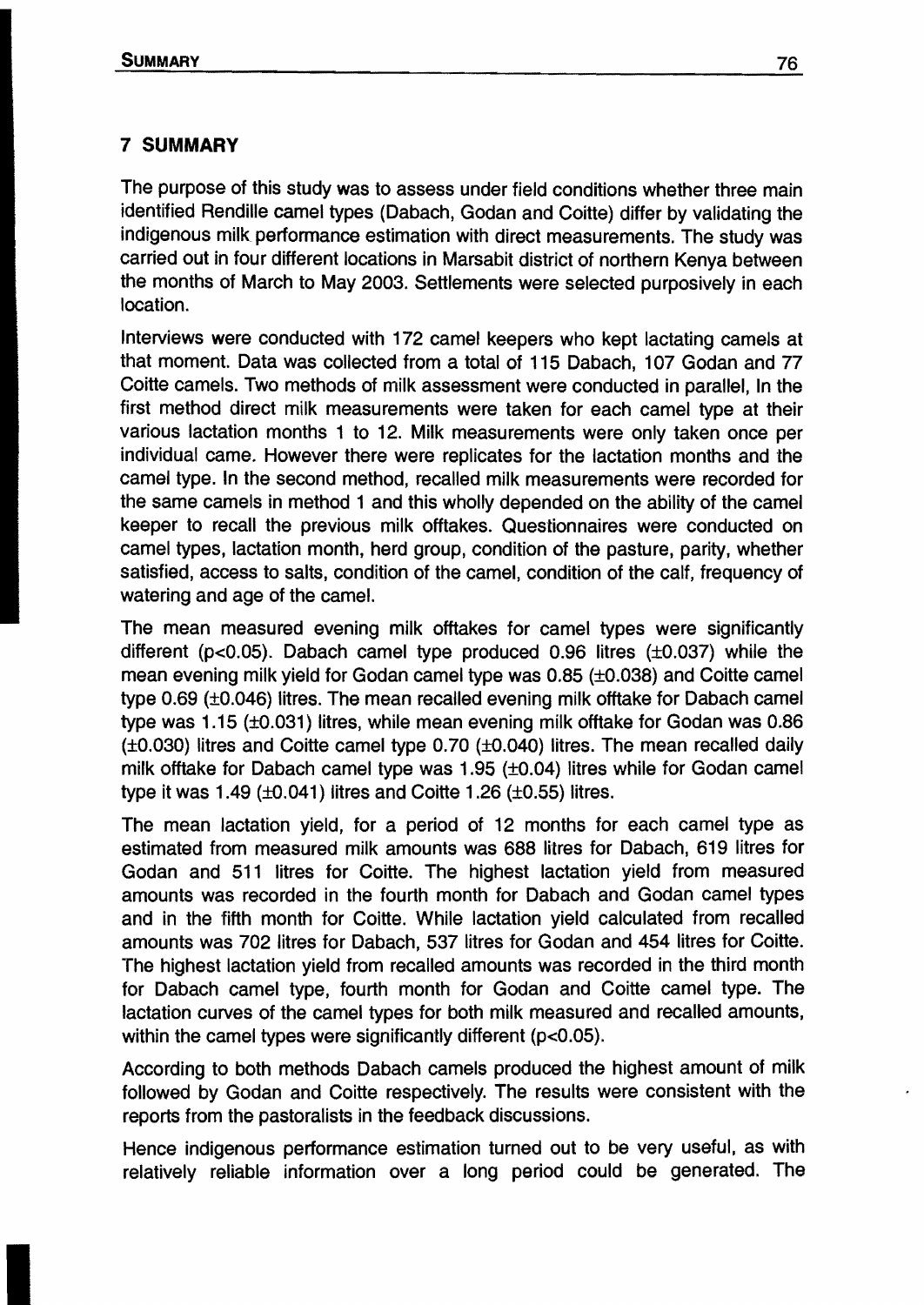## 7 SUMMARY

The purpose of this study was to assess under field conditions whether three main identified Rendille camel types (Dabach, Godan and Coitte) differ by validating the indigenous milk performance estimation with direct measurements. The study was carried out in four different locations in Marsabit district of northern Kenya between the months of March to May 2003. Settlements were selected purposively in each location.

Interviews were conducted with 172 camel keepers who kept lactating camels at that moment. Data was collected from a total of 115 Dabach, 107 Godan and 77 Coitte camels. Two methods of milk assessment were conducted in parallel, In the first method direct milk measurements were taken for each camel type at their various lactation months 1 to 12. Milk measurements were only taken once per individual came. However there were replicates for the lactation months and the camel type. In the second method, recalled milk measurements were recorded for the same camels in method 1 and this wholly depended on the ability of the camel keeper to recall the previous milk offtakes. Questionnaires were conducted on camel types, lactation month, herd group, condition of the pasture, parity, whether satisfied, access to salts, condition of the camel, condition of the calf, frequency of watering and age of the camel.

The mean measured evening milk offtakes for camel types were significantly different ($p<0.05$). Dabach camel type produced 0.96 litres ($\pm$0.037) while the mean evening milk yield for Godan camel type was 0.85 ($\pm$0.038) and Coitte camel type 0.69 ($\pm$0.046) litres. The mean recalled evening milk offtake for Dabach camel type was 1.15 ($\pm$0.031) litres, while mean evening milk offtake for Godan was 0.86 ($\pm$0.030) litres and Coitte camel type 0.70 ($\pm$0.040) litres. The mean recalled daily milk offtake for Dabach camel type was 1.95 ($\pm$0.04) litres while for Godan camel type it was 1.49 ($\pm$0.041) litres and Coitte 1.26 ($\pm$0.55) litres.

The mean lactation yield, for a period of 12 months for each camel type as estimated from measured milk amounts was 688 litres for Dabach, 619 litres for Godan and 511 litres for Coitte. The highest lactation yield from measured amounts was recorded in the fourth month for Dabach and Godan camel types and in the fifth month for Coitte. While lactation yield calculated from recalled amounts was 702 litres for Dabach, 537 litres for Godan and 454 litres for Coitte. The highest lactation yield from recalled amounts was recorded in the third month for Dabach camel type, fourth month for Godan and Coitte camel type. The lactation curves of the camel types for both milk measured and recalled amounts, within the camel types were significantly different ($p<0.05$).

According to both methods Dabach camels produced the highest amount of milk followed by Godan and Coitte respectively. The results were consistent with the reports from the pastoralists in the feedback discussions.

Hence indigenous performance estimation turned out to be very useful, as with relatively reliable information over a long period could be generated. The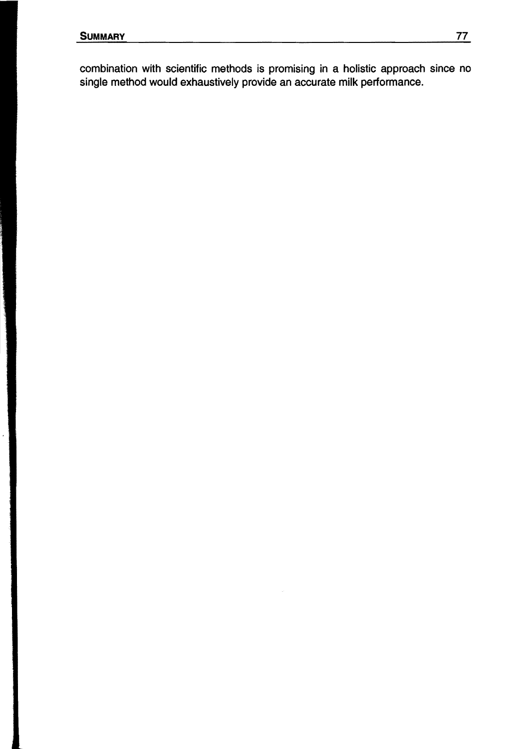combination with scientific methods is promising in a holistic approach since no single method would exhaustively provide an accurate milk performance.